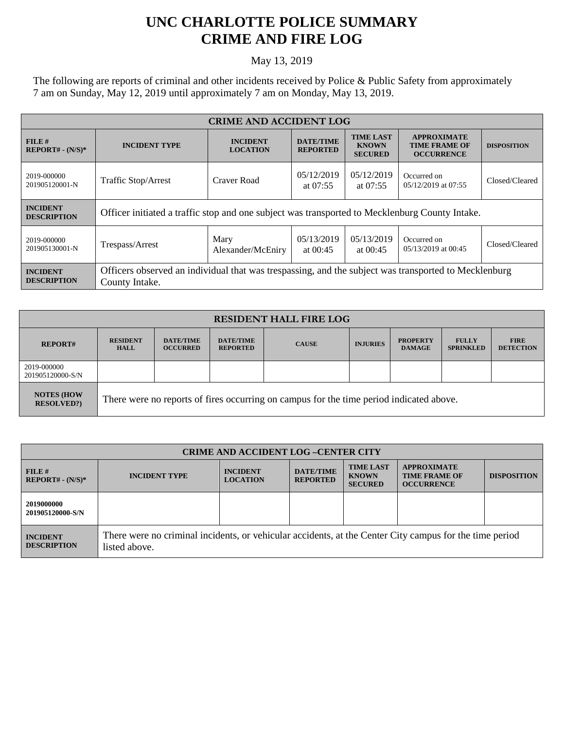# UNC CHARLOTTE POLICE SUMMARY
# CRIME AND FIRE LOG

May 13, 2019

The following are reports of criminal and other incidents received by Police & Public Safety from approximately 7 am on Sunday, May 12, 2019 until approximately 7 am on Monday, May 13, 2019.

| CRIME AND ACCIDENT LOG | | | | | | |
|---|---|---|---|---|---|---|
| **FILE # REPORT# - (N/S)*** | **INCIDENT TYPE** | **INCIDENT LOCATION** | **DATE/TIME REPORTED** | **TIME LAST KNOWN SECURED** | **APPROXIMATE TIME FRAME OF OCCURRENCE** | **DISPOSITION** |
| 2019-000000 201905120001-N | Traffic Stop/Arrest | Craver Road | 05/12/2019 at 07:55 | 05/12/2019 at 07:55 | Occurred on 05/12/2019 at 07:55 | Closed/Cleared |
| **INCIDENT DESCRIPTION** | Officer initiated a traffic stop and one subject was transported to Mecklenburg County Intake. | | | | | |
| 2019-000000 201905130001-N | Trespass/Arrest | Mary Alexander/McEniry | 05/13/2019 at 00:45 | 05/13/2019 at 00:45 | Occurred on 05/13/2019 at 00:45 | Closed/Cleared |
| **INCIDENT DESCRIPTION** | Officers observed an individual that was trespassing, and the subject was transported to Mecklenburg County Intake. | | | | | |

| RESIDENT HALL FIRE LOG | | | | | | | | |
|---|---|---|---|---|---|---|---|---|
| **REPORT#** | **RESIDENT HALL** | **DATE/TIME OCCURRED** | **DATE/TIME REPORTED** | **CAUSE** | **INJURIES** | **PROPERTY DAMAGE** | **FULLY SPRINKLED** | **FIRE DETECTION** |
| 2019-000000 201905120000-S/N | | | | | | | | |
| **NOTES (HOW RESOLVED?)** | There were no reports of fires occurring on campus for the time period indicated above. | | | | | | | |

| CRIME AND ACCIDENT LOG –CENTER CITY | | | | | | |
|---|---|---|---|---|---|---|
| **FILE # REPORT# - (N/S)*** | **INCIDENT TYPE** | **INCIDENT LOCATION** | **DATE/TIME REPORTED** | **TIME LAST KNOWN SECURED** | **APPROXIMATE TIME FRAME OF OCCURRENCE** | **DISPOSITION** |
| **2019000000 201905120000-S/N** | | | | | | |
| **INCIDENT DESCRIPTION** | There were no criminal incidents, or vehicular accidents, at the Center City campus for the time period listed above. | | | | | |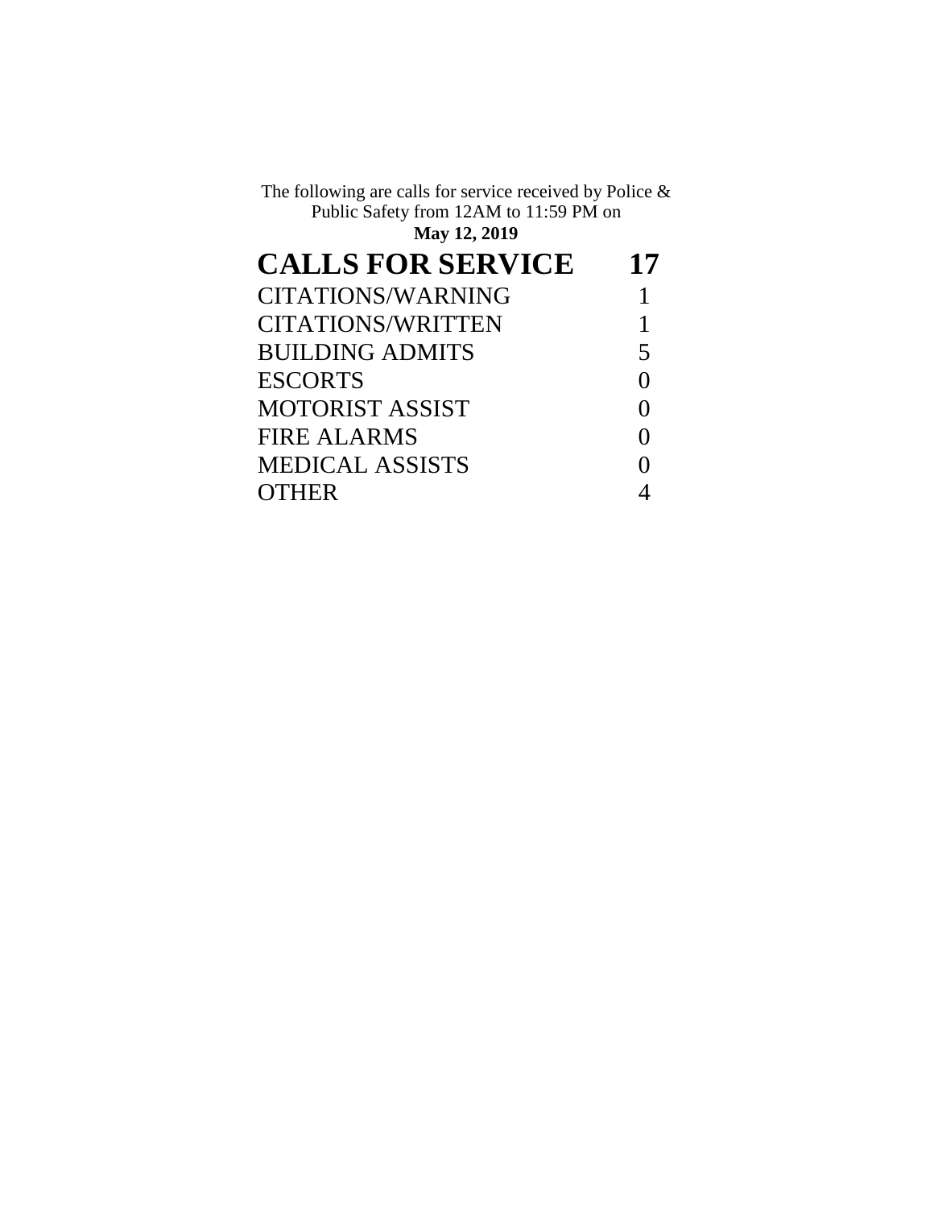The following are calls for service received by Police & Public Safety from 12AM to 11:59 PM on

**May 12, 2019**

| | |
|---|---|
| **CALLS FOR SERVICE** | **17** |
| CITATIONS/WARNING | 1 |
| CITATIONS/WRITTEN | 1 |
| BUILDING ADMITS | 5 |
| ESCORTS | 0 |
| MOTORIST ASSIST | 0 |
| FIRE ALARMS | 0 |
| MEDICAL ASSISTS | 0 |
| OTHER | 4 |